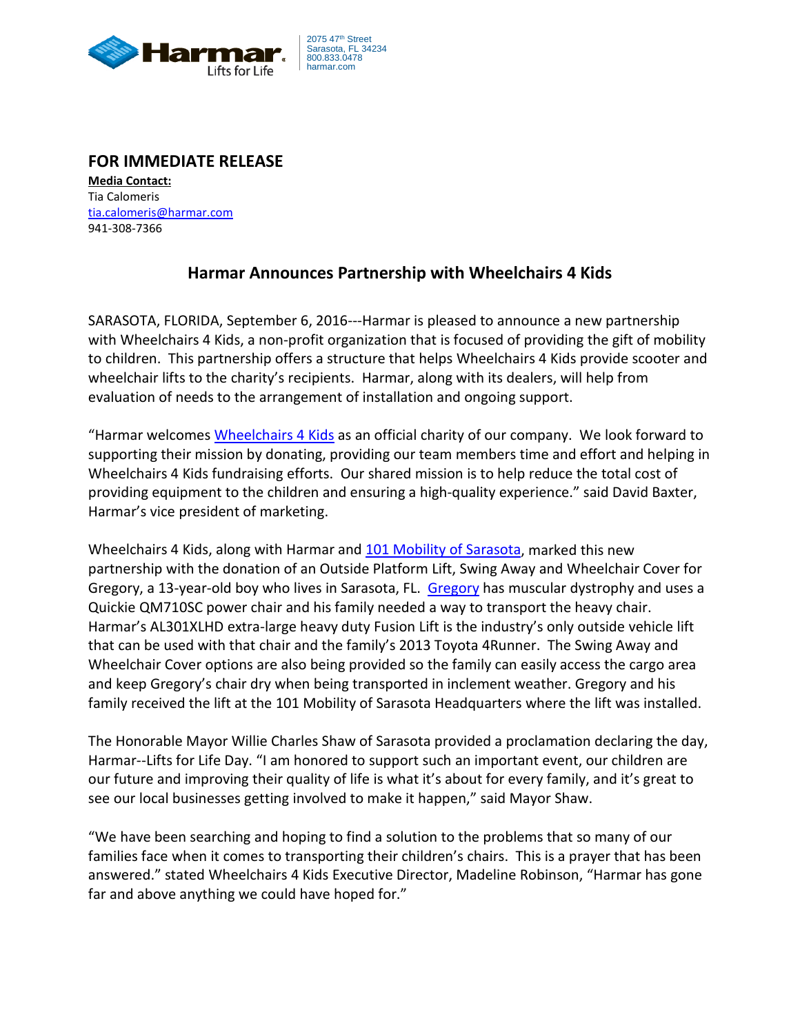Harmar
Lifts for Life

2075 47th Street
Sarasota, FL 34234
800.833.0478
harmar.com

## FOR IMMEDIATE RELEASE

**Media Contact:**
Tia Calomeris
tia.calomeris@harmar.com
941-308-7366

### Harmar Announces Partnership with Wheelchairs 4 Kids

SARASOTA, FLORIDA, September 6, 2016---Harmar is pleased to announce a new partnership with Wheelchairs 4 Kids, a non-profit organization that is focused of providing the gift of mobility to children. This partnership offers a structure that helps Wheelchairs 4 Kids provide scooter and wheelchair lifts to the charity's recipients. Harmar, along with its dealers, will help from evaluation of needs to the arrangement of installation and ongoing support.

"Harmar welcomes Wheelchairs 4 Kids as an official charity of our company. We look forward to supporting their mission by donating, providing our team members time and effort and helping in Wheelchairs 4 Kids fundraising efforts. Our shared mission is to help reduce the total cost of providing equipment to the children and ensuring a high-quality experience." said David Baxter, Harmar's vice president of marketing.

Wheelchairs 4 Kids, along with Harmar and 101 Mobility of Sarasota, marked this new partnership with the donation of an Outside Platform Lift, Swing Away and Wheelchair Cover for Gregory, a 13-year-old boy who lives in Sarasota, FL. Gregory has muscular dystrophy and uses a Quickie QM710SC power chair and his family needed a way to transport the heavy chair. Harmar's AL301XLHD extra-large heavy duty Fusion Lift is the industry's only outside vehicle lift that can be used with that chair and the family's 2013 Toyota 4Runner. The Swing Away and Wheelchair Cover options are also being provided so the family can easily access the cargo area and keep Gregory's chair dry when being transported in inclement weather. Gregory and his family received the lift at the 101 Mobility of Sarasota Headquarters where the lift was installed.

The Honorable Mayor Willie Charles Shaw of Sarasota provided a proclamation declaring the day, Harmar--Lifts for Life Day. "I am honored to support such an important event, our children are our future and improving their quality of life is what it's about for every family, and it's great to see our local businesses getting involved to make it happen," said Mayor Shaw.

"We have been searching and hoping to find a solution to the problems that so many of our families face when it comes to transporting their children's chairs. This is a prayer that has been answered." stated Wheelchairs 4 Kids Executive Director, Madeline Robinson, "Harmar has gone far and above anything we could have hoped for."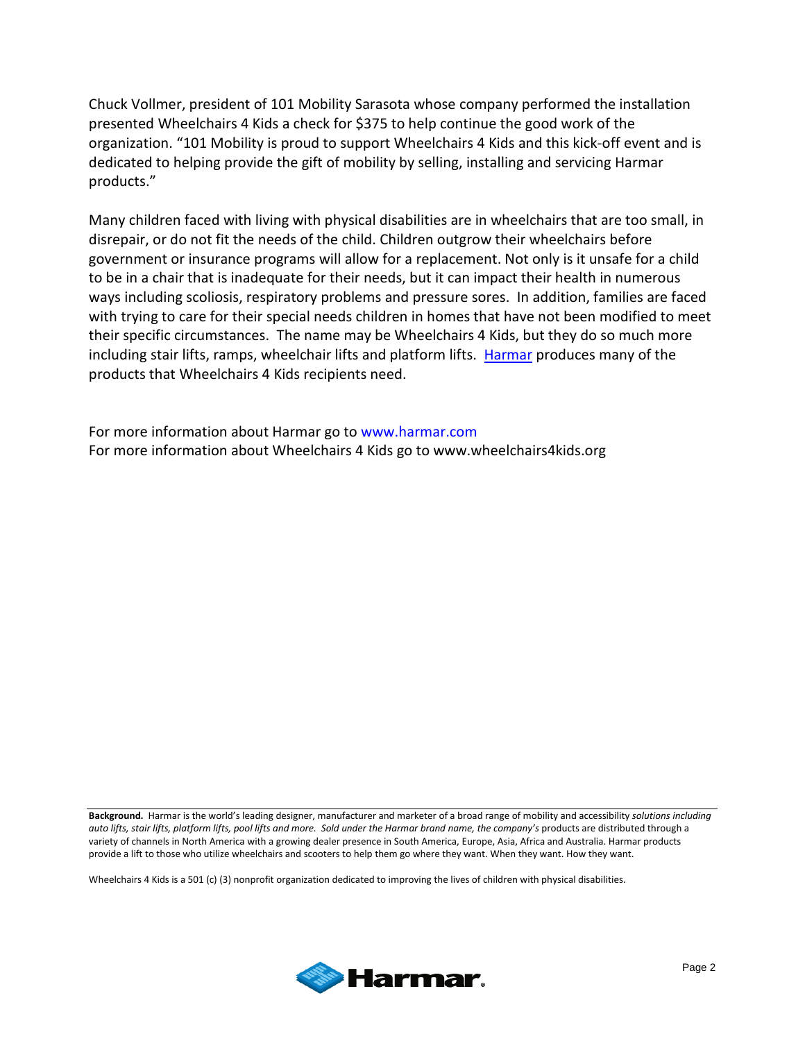Chuck Vollmer, president of 101 Mobility Sarasota whose company performed the installation presented Wheelchairs 4 Kids a check for $375 to help continue the good work of the organization. "101 Mobility is proud to support Wheelchairs 4 Kids and this kick-off event and is dedicated to helping provide the gift of mobility by selling, installing and servicing Harmar products."

Many children faced with living with physical disabilities are in wheelchairs that are too small, in disrepair, or do not fit the needs of the child. Children outgrow their wheelchairs before government or insurance programs will allow for a replacement. Not only is it unsafe for a child to be in a chair that is inadequate for their needs, but it can impact their health in numerous ways including scoliosis, respiratory problems and pressure sores. In addition, families are faced with trying to care for their special needs children in homes that have not been modified to meet their specific circumstances. The name may be Wheelchairs 4 Kids, but they do so much more including stair lifts, ramps, wheelchair lifts and platform lifts. Harmar produces many of the products that Wheelchairs 4 Kids recipients need.

For more information about Harmar go to www.harmar.com
For more information about Wheelchairs 4 Kids go to www.wheelchairs4kids.org

---

**Background.** Harmar is the world's leading designer, manufacturer and marketer of a broad range of mobility and accessibility *solutions including auto lifts, stair lifts, platform lifts, pool lifts and more. Sold under the Harmar brand name, the company's* products are distributed through a variety of channels in North America with a growing dealer presence in South America, Europe, Asia, Africa and Australia. Harmar products provide a lift to those who utilize wheelchairs and scooters to help them go where they want. When they want. How they want.

Wheelchairs 4 Kids is a 501 (c) (3) nonprofit organization dedicated to improving the lives of children with physical disabilities.

Harmar.